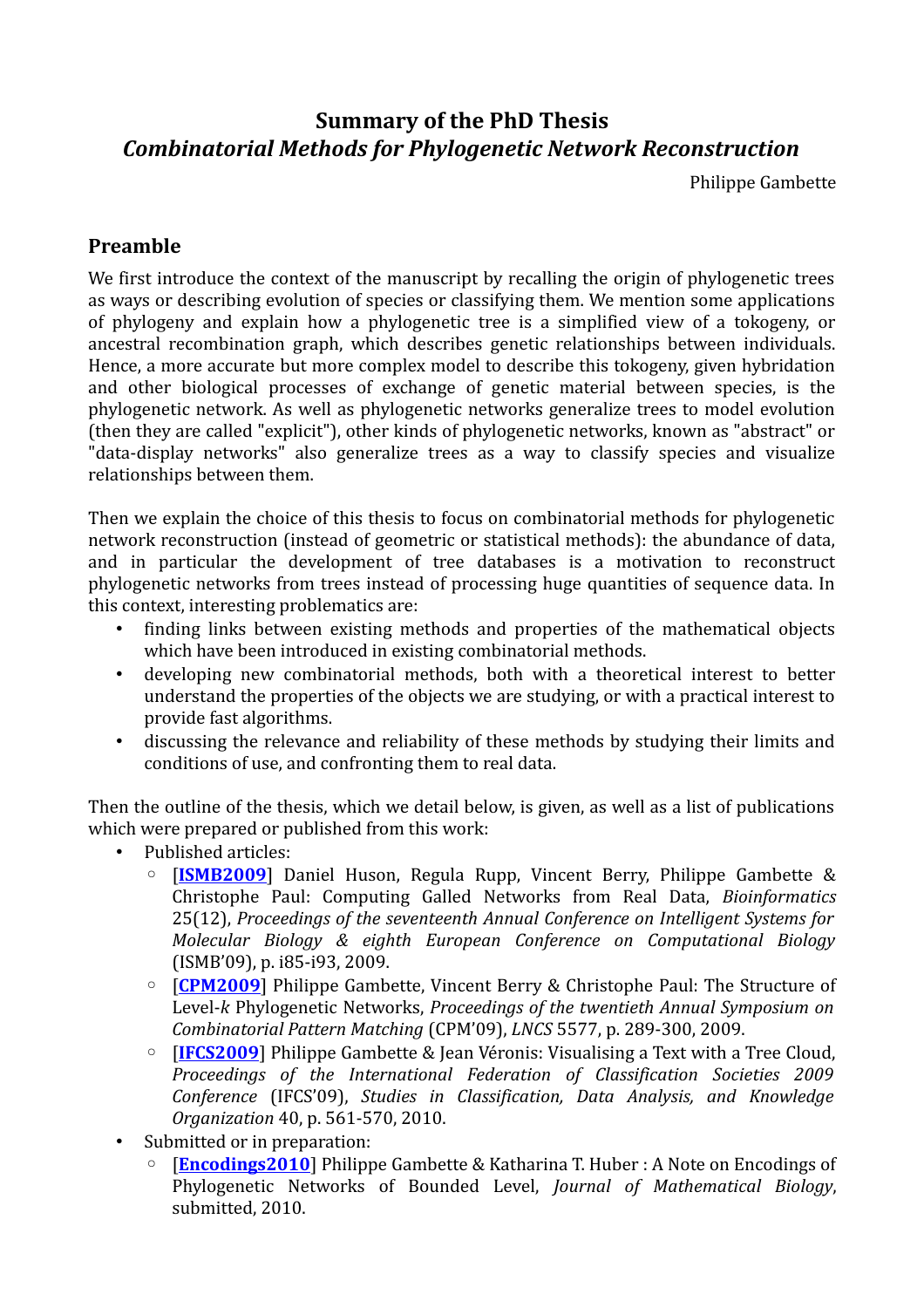# Summary of the PhD Thesis
## *Combinatorial Methods for Phylogenetic Network Reconstruction*

Philippe Gambette

## Preamble

We first introduce the context of the manuscript by recalling the origin of phylogenetic trees as ways or describing evolution of species or classifying them. We mention some applications of phylogeny and explain how a phylogenetic tree is a simplified view of a tokogeny, or ancestral recombination graph, which describes genetic relationships between individuals. Hence, a more accurate but more complex model to describe this tokogeny, given hybridation and other biological processes of exchange of genetic material between species, is the phylogenetic network. As well as phylogenetic networks generalize trees to model evolution (then they are called "explicit"), other kinds of phylogenetic networks, known as "abstract" or "data-display networks" also generalize trees as a way to classify species and visualize relationships between them.

Then we explain the choice of this thesis to focus on combinatorial methods for phylogenetic network reconstruction (instead of geometric or statistical methods): the abundance of data, and in particular the development of tree databases is a motivation to reconstruct phylogenetic networks from trees instead of processing huge quantities of sequence data. In this context, interesting problematics are:

- finding links between existing methods and properties of the mathematical objects which have been introduced in existing combinatorial methods.
- developing new combinatorial methods, both with a theoretical interest to better understand the properties of the objects we are studying, or with a practical interest to provide fast algorithms.
- discussing the relevance and reliability of these methods by studying their limits and conditions of use, and confronting them to real data.

Then the outline of the thesis, which we detail below, is given, as well as a list of publications which were prepared or published from this work:

- Published articles:
  - [**ISMB2009**] Daniel Huson, Regula Rupp, Vincent Berry, Philippe Gambette & Christophe Paul: Computing Galled Networks from Real Data, *Bioinformatics* 25(12), *Proceedings of the seventeenth Annual Conference on Intelligent Systems for Molecular Biology & eighth European Conference on Computational Biology* (ISMB'09), p. i85-i93, 2009.
  - [**CPM2009**] Philippe Gambette, Vincent Berry & Christophe Paul: The Structure of Level-*k* Phylogenetic Networks, *Proceedings of the twentieth Annual Symposium on Combinatorial Pattern Matching* (CPM'09), *LNCS* 5577, p. 289-300, 2009.
  - [**IFCS2009**] Philippe Gambette & Jean Véronis: Visualising a Text with a Tree Cloud, *Proceedings of the International Federation of Classification Societies 2009 Conference* (IFCS'09), *Studies in Classification, Data Analysis, and Knowledge Organization* 40, p. 561-570, 2010.
- Submitted or in preparation:
  - [**Encodings2010**] Philippe Gambette & Katharina T. Huber : A Note on Encodings of Phylogenetic Networks of Bounded Level, *Journal of Mathematical Biology*, submitted, 2010.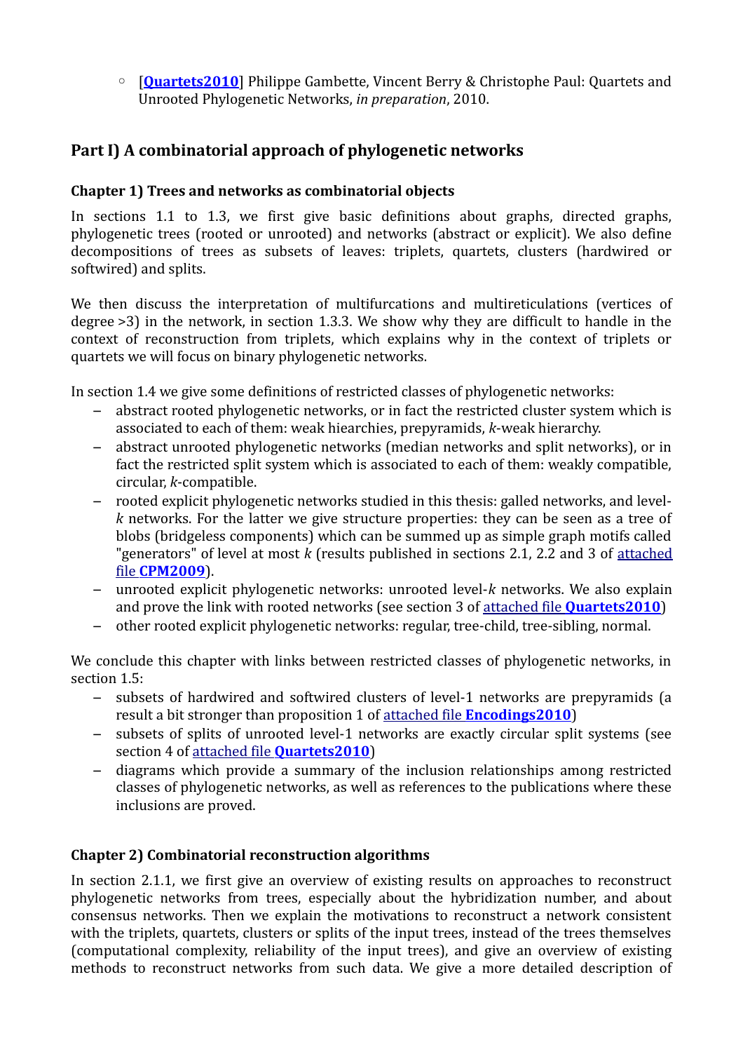- [**Quartets2010**] Philippe Gambette, Vincent Berry & Christophe Paul: Quartets and Unrooted Phylogenetic Networks, *in preparation*, 2010.

## Part I) A combinatorial approach of phylogenetic networks

### Chapter 1) Trees and networks as combinatorial objects

In sections 1.1 to 1.3, we first give basic definitions about graphs, directed graphs, phylogenetic trees (rooted or unrooted) and networks (abstract or explicit). We also define decompositions of trees as subsets of leaves: triplets, quartets, clusters (hardwired or softwired) and splits.

We then discuss the interpretation of multifurcations and multireticulations (vertices of degree >3) in the network, in section 1.3.3. We show why they are difficult to handle in the context of reconstruction from triplets, which explains why in the context of triplets or quartets we will focus on binary phylogenetic networks.

In section 1.4 we give some definitions of restricted classes of phylogenetic networks:

- abstract rooted phylogenetic networks, or in fact the restricted cluster system which is associated to each of them: weak hiearchies, prepyramids, *k*-weak hierarchy.
- abstract unrooted phylogenetic networks (median networks and split networks), or in fact the restricted split system which is associated to each of them: weakly compatible, circular, *k*-compatible.
- rooted explicit phylogenetic networks studied in this thesis: galled networks, and level-*k* networks. For the latter we give structure properties: they can be seen as a tree of blobs (bridgeless components) which can be summed up as simple graph motifs called "generators" of level at most *k* (results published in sections 2.1, 2.2 and 3 of attached file **CPM2009**).
- unrooted explicit phylogenetic networks: unrooted level-*k* networks. We also explain and prove the link with rooted networks (see section 3 of attached file **Quartets2010**)
- other rooted explicit phylogenetic networks: regular, tree-child, tree-sibling, normal.

We conclude this chapter with links between restricted classes of phylogenetic networks, in section 1.5:

- subsets of hardwired and softwired clusters of level-1 networks are prepyramids (a result a bit stronger than proposition 1 of attached file **Encodings2010**)
- subsets of splits of unrooted level-1 networks are exactly circular split systems (see section 4 of attached file **Quartets2010**)
- diagrams which provide a summary of the inclusion relationships among restricted classes of phylogenetic networks, as well as references to the publications where these inclusions are proved.

### Chapter 2) Combinatorial reconstruction algorithms

In section 2.1.1, we first give an overview of existing results on approaches to reconstruct phylogenetic networks from trees, especially about the hybridization number, and about consensus networks. Then we explain the motivations to reconstruct a network consistent with the triplets, quartets, clusters or splits of the input trees, instead of the trees themselves (computational complexity, reliability of the input trees), and give an overview of existing methods to reconstruct networks from such data. We give a more detailed description of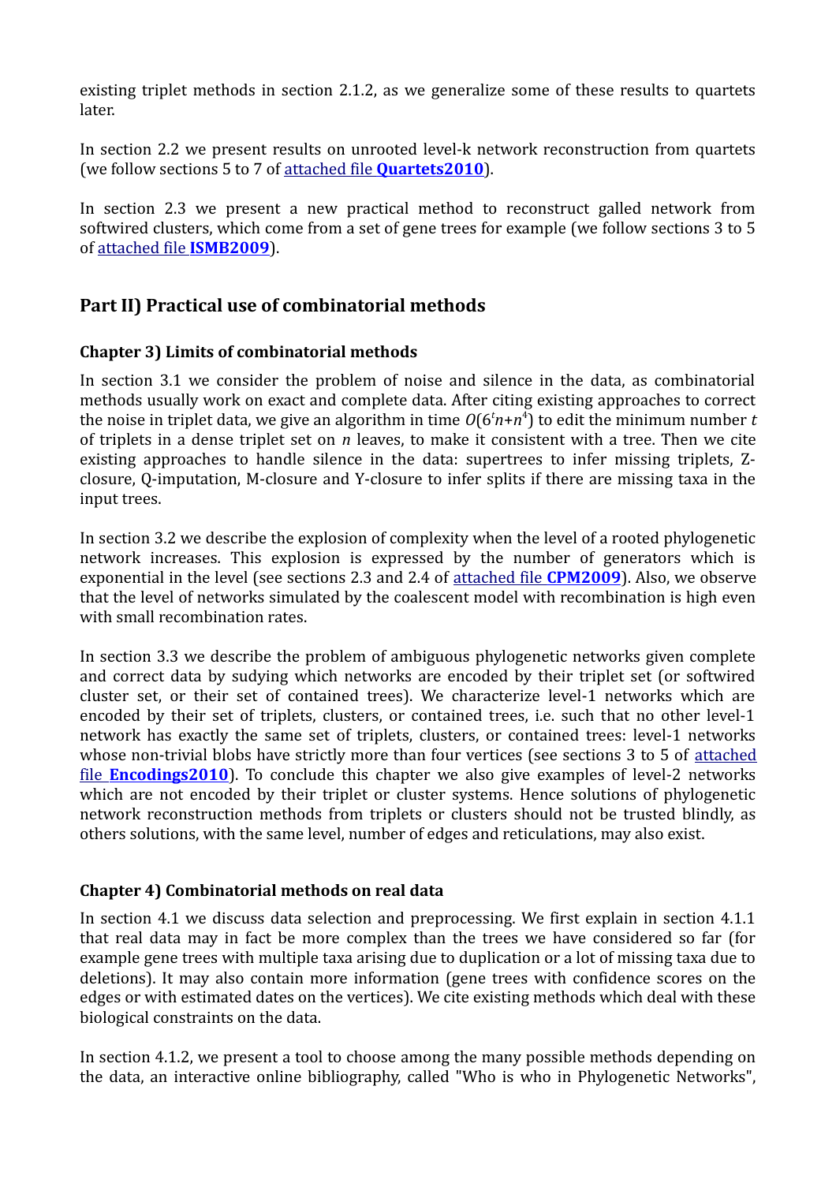existing triplet methods in section 2.1.2, as we generalize some of these results to quartets later.

In section 2.2 we present results on unrooted level-k network reconstruction from quartets (we follow sections 5 to 7 of attached file **Quartets2010**).

In section 2.3 we present a new practical method to reconstruct galled network from softwired clusters, which come from a set of gene trees for example (we follow sections 3 to 5 of attached file **ISMB2009**).

## Part II) Practical use of combinatorial methods

### Chapter 3) Limits of combinatorial methods

In section 3.1 we consider the problem of noise and silence in the data, as combinatorial methods usually work on exact and complete data. After citing existing approaches to correct the noise in triplet data, we give an algorithm in time $O(6^t n + n^4)$ to edit the minimum number $t$ of triplets in a dense triplet set on $n$ leaves, to make it consistent with a tree. Then we cite existing approaches to handle silence in the data: supertrees to infer missing triplets, Z-closure, Q-imputation, M-closure and Y-closure to infer splits if there are missing taxa in the input trees.

In section 3.2 we describe the explosion of complexity when the level of a rooted phylogenetic network increases. This explosion is expressed by the number of generators which is exponential in the level (see sections 2.3 and 2.4 of attached file **CPM2009**). Also, we observe that the level of networks simulated by the coalescent model with recombination is high even with small recombination rates.

In section 3.3 we describe the problem of ambiguous phylogenetic networks given complete and correct data by sudying which networks are encoded by their triplet set (or softwired cluster set, or their set of contained trees). We characterize level-1 networks which are encoded by their set of triplets, clusters, or contained trees, i.e. such that no other level-1 network has exactly the same set of triplets, clusters, or contained trees: level-1 networks whose non-trivial blobs have strictly more than four vertices (see sections 3 to 5 of attached file **Encodings2010**). To conclude this chapter we also give examples of level-2 networks which are not encoded by their triplet or cluster systems. Hence solutions of phylogenetic network reconstruction methods from triplets or clusters should not be trusted blindly, as others solutions, with the same level, number of edges and reticulations, may also exist.

### Chapter 4) Combinatorial methods on real data

In section 4.1 we discuss data selection and preprocessing. We first explain in section 4.1.1 that real data may in fact be more complex than the trees we have considered so far (for example gene trees with multiple taxa arising due to duplication or a lot of missing taxa due to deletions). It may also contain more information (gene trees with confidence scores on the edges or with estimated dates on the vertices). We cite existing methods which deal with these biological constraints on the data.

In section 4.1.2, we present a tool to choose among the many possible methods depending on the data, an interactive online bibliography, called "Who is who in Phylogenetic Networks",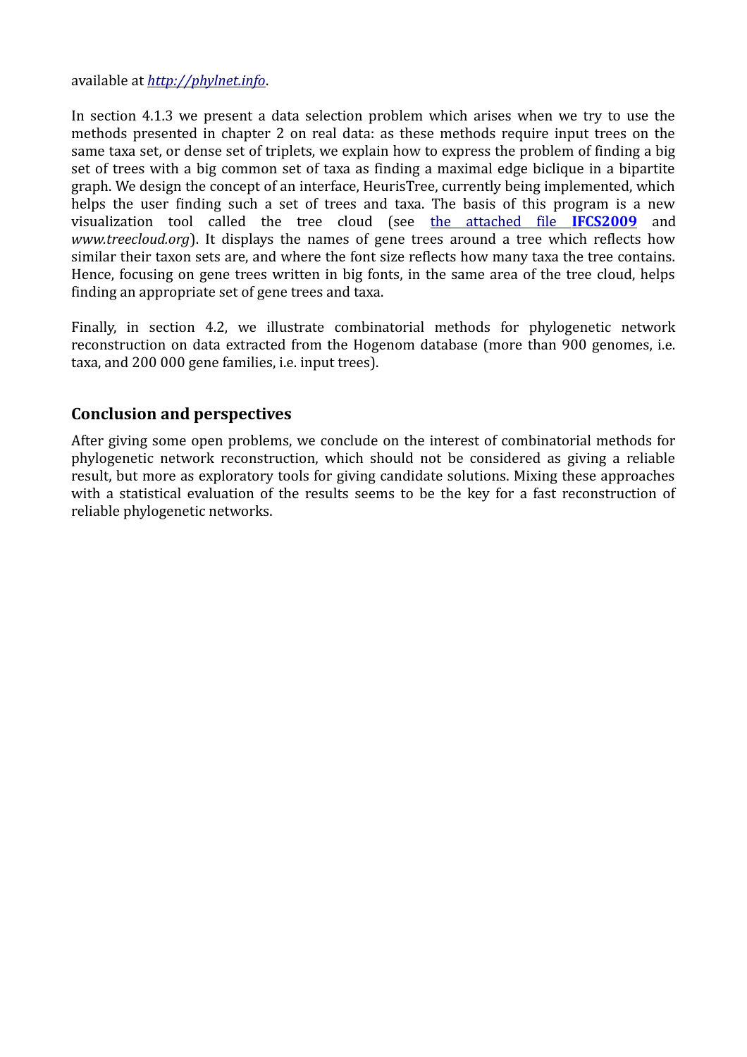available at *http://phylnet.info*.

In section 4.1.3 we present a data selection problem which arises when we try to use the methods presented in chapter 2 on real data: as these methods require input trees on the same taxa set, or dense set of triplets, we explain how to express the problem of finding a big set of trees with a big common set of taxa as finding a maximal edge biclique in a bipartite graph. We design the concept of an interface, HeurisTree, currently being implemented, which helps the user finding such a set of trees and taxa. The basis of this program is a new visualization tool called the tree cloud (see the attached file **IFCS2009** and *www.treecloud.org*). It displays the names of gene trees around a tree which reflects how similar their taxon sets are, and where the font size reflects how many taxa the tree contains. Hence, focusing on gene trees written in big fonts, in the same area of the tree cloud, helps finding an appropriate set of gene trees and taxa.

Finally, in section 4.2, we illustrate combinatorial methods for phylogenetic network reconstruction on data extracted from the Hogenom database (more than 900 genomes, i.e. taxa, and 200 000 gene families, i.e. input trees).

## Conclusion and perspectives

After giving some open problems, we conclude on the interest of combinatorial methods for phylogenetic network reconstruction, which should not be considered as giving a reliable result, but more as exploratory tools for giving candidate solutions. Mixing these approaches with a statistical evaluation of the results seems to be the key for a fast reconstruction of reliable phylogenetic networks.